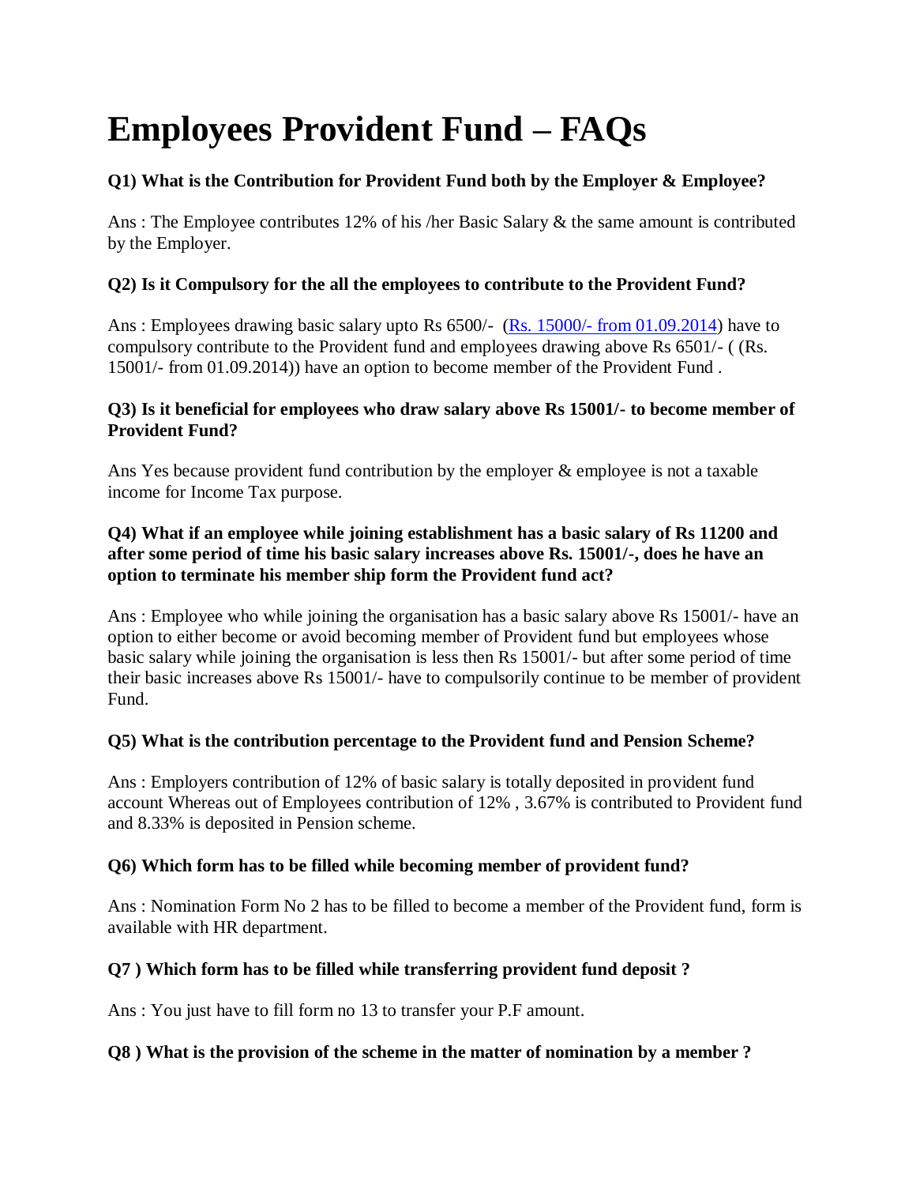# Employees Provident Fund – FAQs

**Q1) What is the Contribution for Provident Fund both by the Employer & Employee?**

Ans : The Employee contributes 12% of his /her Basic Salary & the same amount is contributed by the Employer.

**Q2) Is it Compulsory for the all the employees to contribute to the Provident Fund?**

Ans : Employees drawing basic salary upto Rs 6500/- (Rs. 15000/- from 01.09.2014) have to compulsory contribute to the Provident fund and employees drawing above Rs 6501/- ( (Rs. 15001/- from 01.09.2014)) have an option to become member of the Provident Fund .

**Q3) Is it beneficial for employees who draw salary above Rs 15001/- to become member of Provident Fund?**

Ans Yes because provident fund contribution by the employer & employee is not a taxable income for Income Tax purpose.

**Q4) What if an employee while joining establishment has a basic salary of Rs 11200 and after some period of time his basic salary increases above Rs. 15001/-, does he have an option to terminate his member ship form the Provident fund act?**

Ans : Employee who while joining the organisation has a basic salary above Rs 15001/- have an option to either become or avoid becoming member of Provident fund but employees whose basic salary while joining the organisation is less then Rs 15001/- but after some period of time their basic increases above Rs 15001/- have to compulsorily continue to be member of provident Fund.

**Q5) What is the contribution percentage to the Provident fund and Pension Scheme?**

Ans : Employers contribution of 12% of basic salary is totally deposited in provident fund account Whereas out of Employees contribution of 12% , 3.67% is contributed to Provident fund and 8.33% is deposited in Pension scheme.

**Q6) Which form has to be filled while becoming member of provident fund?**

Ans : Nomination Form No 2 has to be filled to become a member of the Provident fund, form is available with HR department.

**Q7 ) Which form has to be filled while transferring provident fund deposit ?**

Ans : You just have to fill form no 13 to transfer your P.F amount.

**Q8 ) What is the provision of the scheme in the matter of nomination by a member ?**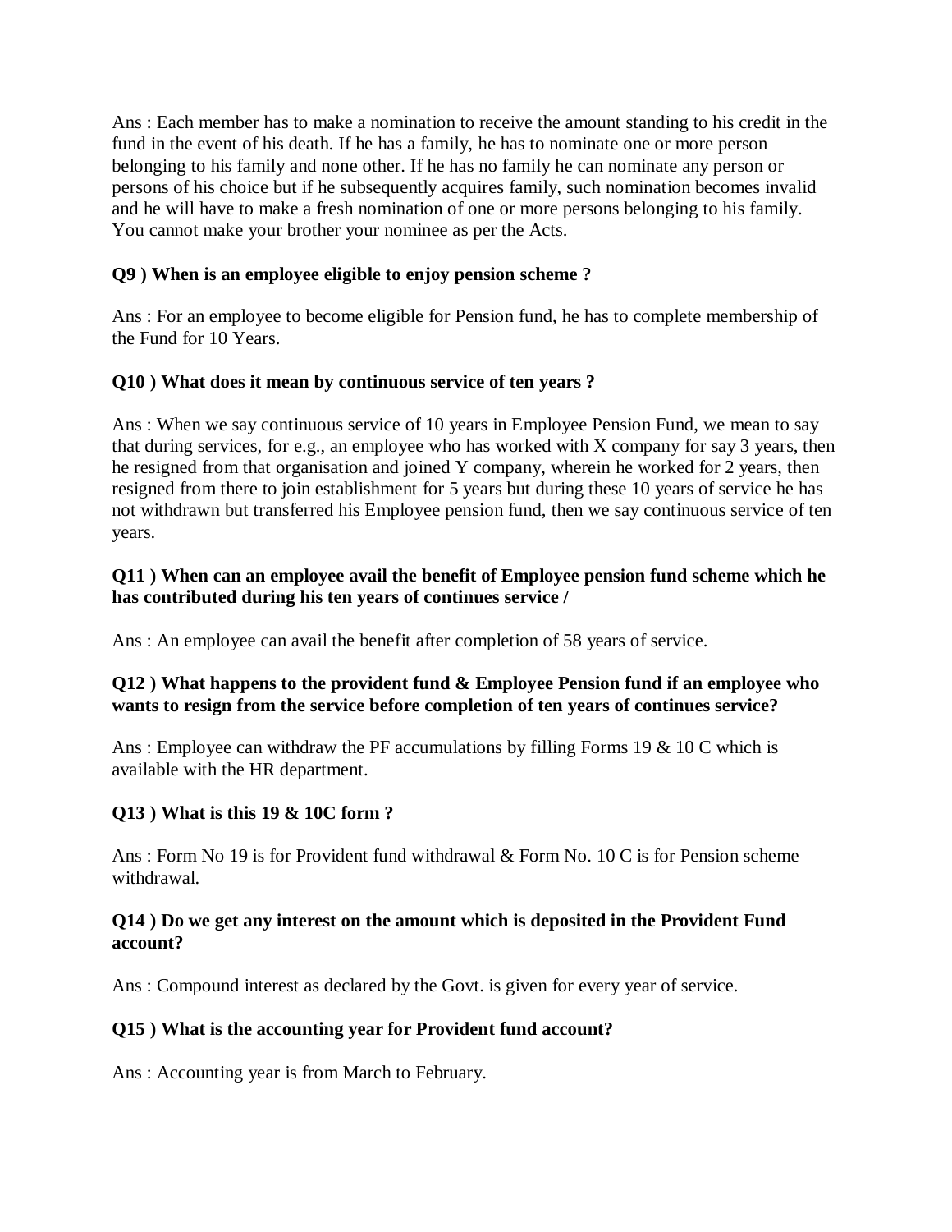Ans : Each member has to make a nomination to receive the amount standing to his credit in the fund in the event of his death. If he has a family, he has to nominate one or more person belonging to his family and none other. If he has no family he can nominate any person or persons of his choice but if he subsequently acquires family, such nomination becomes invalid and he will have to make a fresh nomination of one or more persons belonging to his family. You cannot make your brother your nominee as per the Acts.

**Q9 ) When is an employee eligible to enjoy pension scheme ?**

Ans : For an employee to become eligible for Pension fund, he has to complete membership of the Fund for 10 Years.

**Q10 ) What does it mean by continuous service of ten years ?**

Ans : When we say continuous service of 10 years in Employee Pension Fund, we mean to say that during services, for e.g., an employee who has worked with X company for say 3 years, then he resigned from that organisation and joined Y company, wherein he worked for 2 years, then resigned from there to join establishment for 5 years but during these 10 years of service he has not withdrawn but transferred his Employee pension fund, then we say continuous service of ten years.

**Q11 ) When can an employee avail the benefit of Employee pension fund scheme which he has contributed during his ten years of continues service /**

Ans : An employee can avail the benefit after completion of 58 years of service.

**Q12 ) What happens to the provident fund & Employee Pension fund if an employee who wants to resign from the service before completion of ten years of continues service?**

Ans : Employee can withdraw the PF accumulations by filling Forms 19 & 10 C which is available with the HR department.

**Q13 ) What is this 19 & 10C form ?**

Ans : Form No 19 is for Provident fund withdrawal & Form No. 10 C is for Pension scheme withdrawal.

**Q14 ) Do we get any interest on the amount which is deposited in the Provident Fund account?**

Ans : Compound interest as declared by the Govt. is given for every year of service.

**Q15 ) What is the accounting year for Provident fund account?**

Ans : Accounting year is from March to February.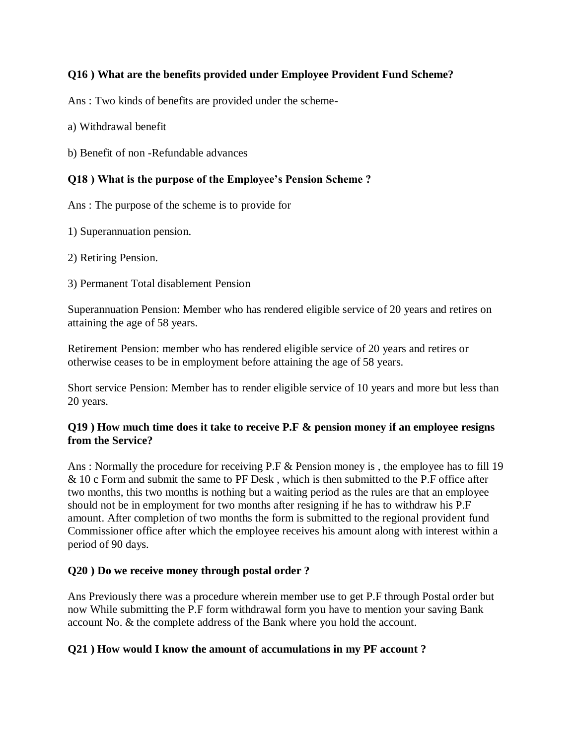**Q16 ) What are the benefits provided under Employee Provident Fund Scheme?**

Ans : Two kinds of benefits are provided under the scheme-

a) Withdrawal benefit

b) Benefit of non -Refundable advances

**Q18 ) What is the purpose of the Employee's Pension Scheme ?**

Ans : The purpose of the scheme is to provide for

1) Superannuation pension.

2) Retiring Pension.

3) Permanent Total disablement Pension

Superannuation Pension: Member who has rendered eligible service of 20 years and retires on attaining the age of 58 years.

Retirement Pension: member who has rendered eligible service of 20 years and retires or otherwise ceases to be in employment before attaining the age of 58 years.

Short service Pension: Member has to render eligible service of 10 years and more but less than 20 years.

**Q19 ) How much time does it take to receive P.F & pension money if an employee resigns from the Service?**

Ans : Normally the procedure for receiving P.F & Pension money is , the employee has to fill 19 & 10 c Form and submit the same to PF Desk , which is then submitted to the P.F office after two months, this two months is nothing but a waiting period as the rules are that an employee should not be in employment for two months after resigning if he has to withdraw his P.F amount. After completion of two months the form is submitted to the regional provident fund Commissioner office after which the employee receives his amount along with interest within a period of 90 days.

**Q20 ) Do we receive money through postal order ?**

Ans Previously there was a procedure wherein member use to get P.F through Postal order but now While submitting the P.F form withdrawal form you have to mention your saving Bank account No. & the complete address of the Bank where you hold the account.

**Q21 ) How would I know the amount of accumulations in my PF account ?**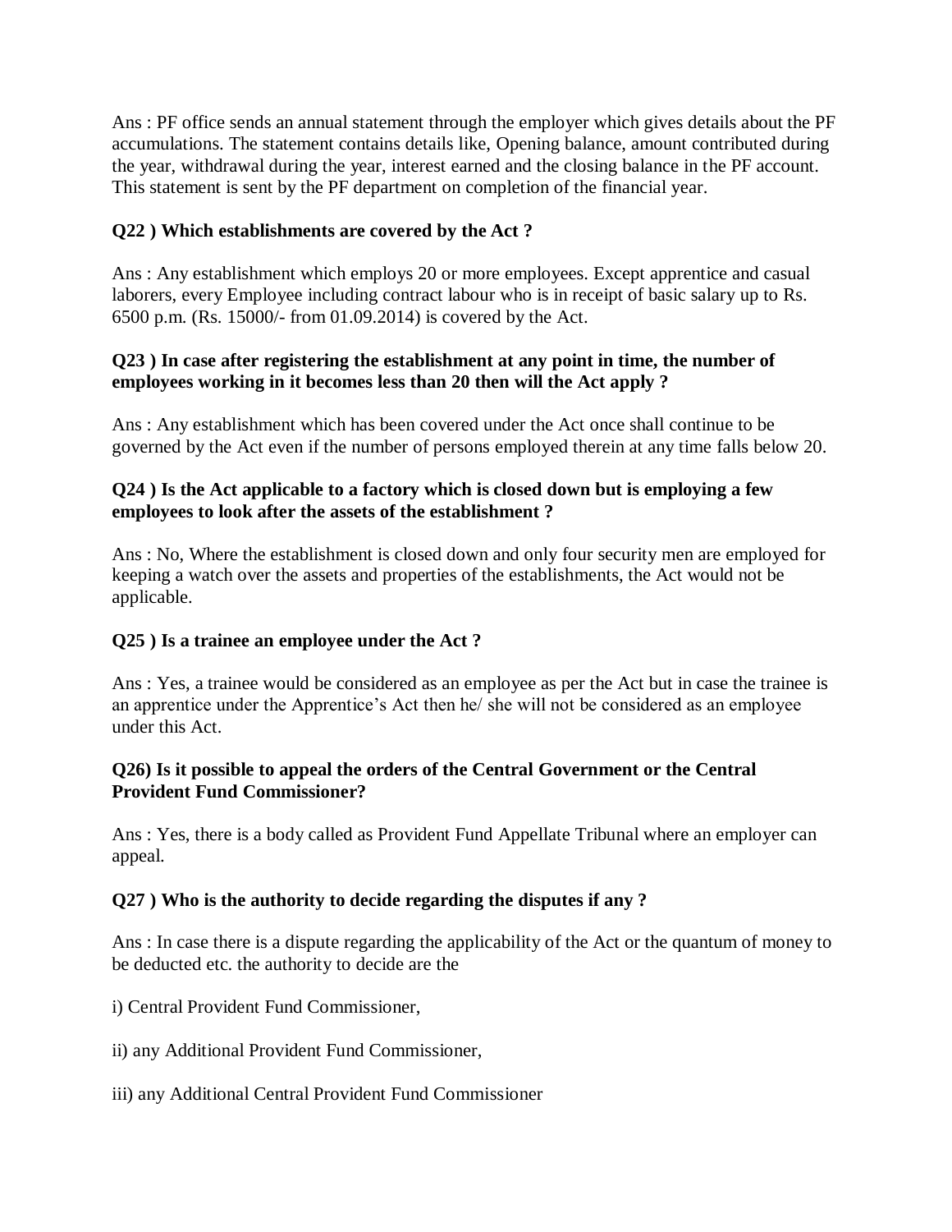Ans : PF office sends an annual statement through the employer which gives details about the PF accumulations. The statement contains details like, Opening balance, amount contributed during the year, withdrawal during the year, interest earned and the closing balance in the PF account. This statement is sent by the PF department on completion of the financial year.

**Q22 ) Which establishments are covered by the Act ?**

Ans : Any establishment which employs 20 or more employees. Except apprentice and casual laborers, every Employee including contract labour who is in receipt of basic salary up to Rs. 6500 p.m. (Rs. 15000/- from 01.09.2014) is covered by the Act.

**Q23 ) In case after registering the establishment at any point in time, the number of employees working in it becomes less than 20 then will the Act apply ?**

Ans : Any establishment which has been covered under the Act once shall continue to be governed by the Act even if the number of persons employed therein at any time falls below 20.

**Q24 ) Is the Act applicable to a factory which is closed down but is employing a few employees to look after the assets of the establishment ?**

Ans : No, Where the establishment is closed down and only four security men are employed for keeping a watch over the assets and properties of the establishments, the Act would not be applicable.

**Q25 ) Is a trainee an employee under the Act ?**

Ans : Yes, a trainee would be considered as an employee as per the Act but in case the trainee is an apprentice under the Apprentice's Act then he/ she will not be considered as an employee under this Act.

**Q26) Is it possible to appeal the orders of the Central Government or the Central Provident Fund Commissioner?**

Ans : Yes, there is a body called as Provident Fund Appellate Tribunal where an employer can appeal.

**Q27 ) Who is the authority to decide regarding the disputes if any ?**

Ans : In case there is a dispute regarding the applicability of the Act or the quantum of money to be deducted etc. the authority to decide are the

i) Central Provident Fund Commissioner,

ii) any Additional Provident Fund Commissioner,

iii) any Additional Central Provident Fund Commissioner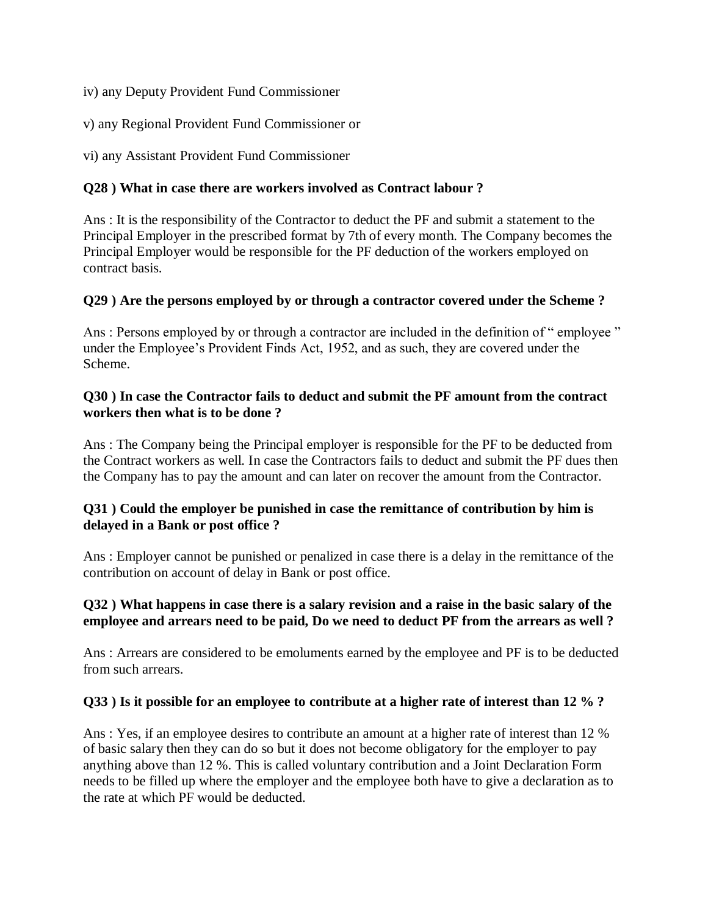iv) any Deputy Provident Fund Commissioner

v) any Regional Provident Fund Commissioner or

vi) any Assistant Provident Fund Commissioner

**Q28 ) What in case there are workers involved as Contract labour ?**

Ans : It is the responsibility of the Contractor to deduct the PF and submit a statement to the Principal Employer in the prescribed format by 7th of every month. The Company becomes the Principal Employer would be responsible for the PF deduction of the workers employed on contract basis.

**Q29 ) Are the persons employed by or through a contractor covered under the Scheme ?**

Ans : Persons employed by or through a contractor are included in the definition of " employee " under the Employee's Provident Finds Act, 1952, and as such, they are covered under the Scheme.

**Q30 ) In case the Contractor fails to deduct and submit the PF amount from the contract workers then what is to be done ?**

Ans : The Company being the Principal employer is responsible for the PF to be deducted from the Contract workers as well. In case the Contractors fails to deduct and submit the PF dues then the Company has to pay the amount and can later on recover the amount from the Contractor.

**Q31 ) Could the employer be punished in case the remittance of contribution by him is delayed in a Bank or post office ?**

Ans : Employer cannot be punished or penalized in case there is a delay in the remittance of the contribution on account of delay in Bank or post office.

**Q32 ) What happens in case there is a salary revision and a raise in the basic salary of the employee and arrears need to be paid, Do we need to deduct PF from the arrears as well ?**

Ans : Arrears are considered to be emoluments earned by the employee and PF is to be deducted from such arrears.

**Q33 ) Is it possible for an employee to contribute at a higher rate of interest than 12 % ?**

Ans : Yes, if an employee desires to contribute an amount at a higher rate of interest than 12 % of basic salary then they can do so but it does not become obligatory for the employer to pay anything above than 12 %. This is called voluntary contribution and a Joint Declaration Form needs to be filled up where the employer and the employee both have to give a declaration as to the rate at which PF would be deducted.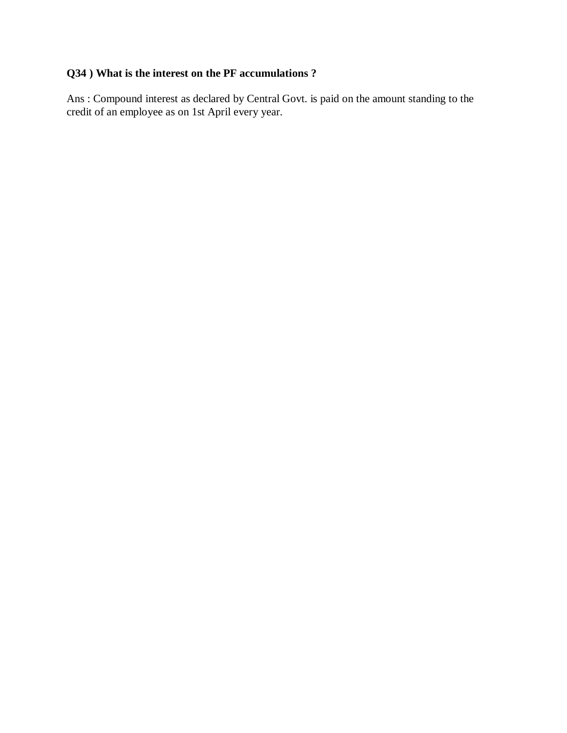**Q34 ) What is the interest on the PF accumulations ?**

Ans : Compound interest as declared by Central Govt. is paid on the amount standing to the credit of an employee as on 1st April every year.